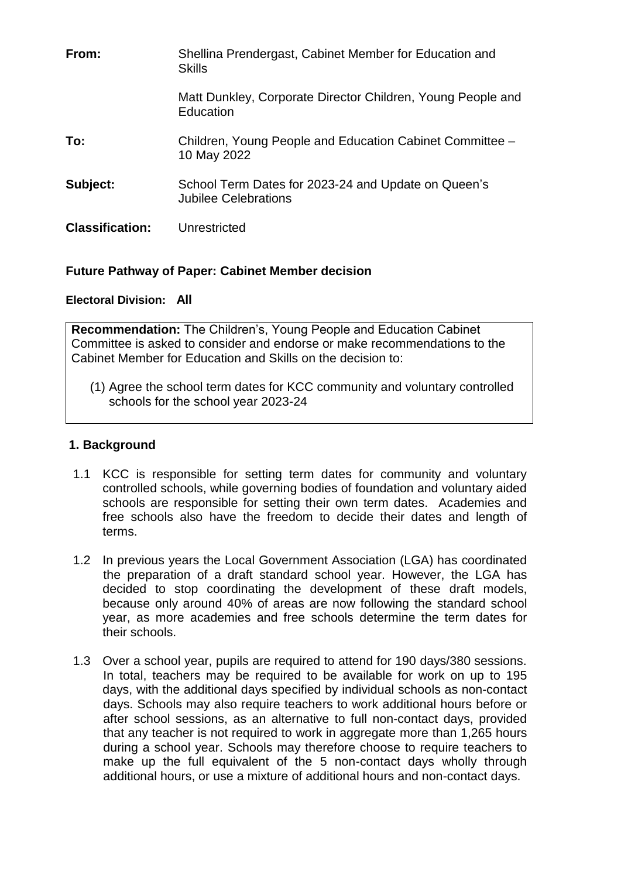| | |
|---|---|
| **From:** | Shellina Prendergast, Cabinet Member for Education and Skills |
| | Matt Dunkley, Corporate Director Children, Young People and Education |
| **To:** | Children, Young People and Education Cabinet Committee – 10 May 2022 |
| **Subject:** | School Term Dates for 2023-24 and Update on Queen's Jubilee Celebrations |
| **Classification:** | Unrestricted |

**Future Pathway of Paper: Cabinet Member decision**

**Electoral Division: All**

**Recommendation:** The Children's, Young People and Education Cabinet Committee is asked to consider and endorse or make recommendations to the Cabinet Member for Education and Skills on the decision to:

(1) Agree the school term dates for KCC community and voluntary controlled schools for the school year 2023-24

## 1. Background

1.1 KCC is responsible for setting term dates for community and voluntary controlled schools, while governing bodies of foundation and voluntary aided schools are responsible for setting their own term dates. Academies and free schools also have the freedom to decide their dates and length of terms.

1.2 In previous years the Local Government Association (LGA) has coordinated the preparation of a draft standard school year. However, the LGA has decided to stop coordinating the development of these draft models, because only around 40% of areas are now following the standard school year, as more academies and free schools determine the term dates for their schools.

1.3 Over a school year, pupils are required to attend for 190 days/380 sessions. In total, teachers may be required to be available for work on up to 195 days, with the additional days specified by individual schools as non-contact days. Schools may also require teachers to work additional hours before or after school sessions, as an alternative to full non-contact days, provided that any teacher is not required to work in aggregate more than 1,265 hours during a school year. Schools may therefore choose to require teachers to make up the full equivalent of the 5 non-contact days wholly through additional hours, or use a mixture of additional hours and non-contact days.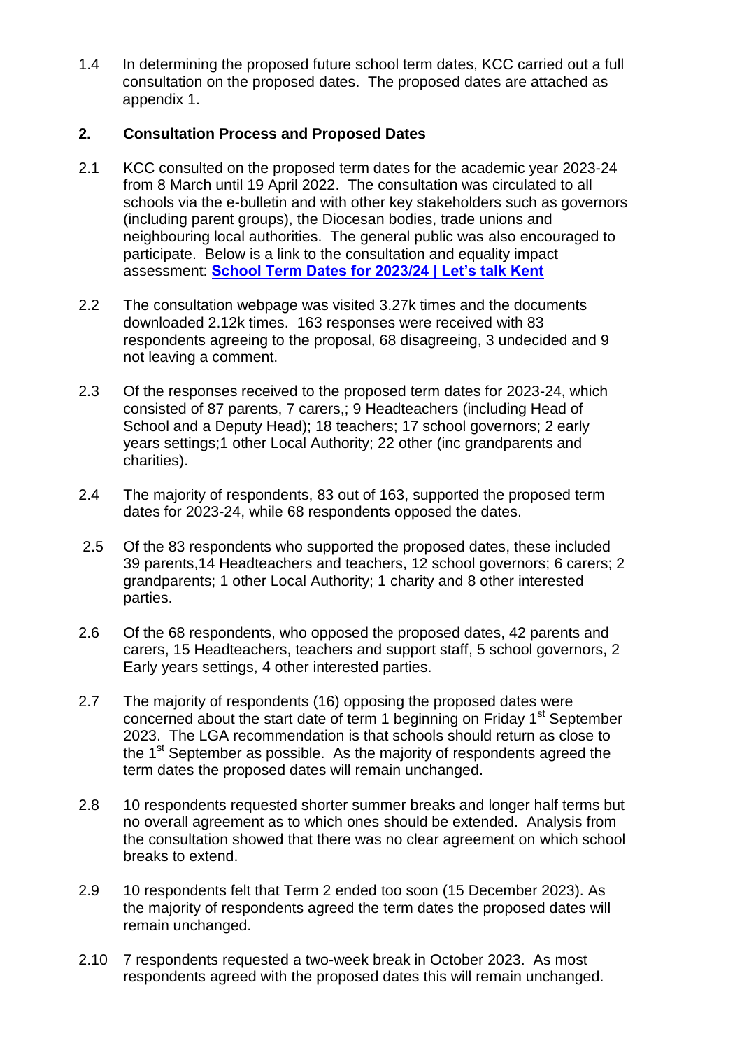1.4 In determining the proposed future school term dates, KCC carried out a full consultation on the proposed dates. The proposed dates are attached as appendix 1.

## 2. Consultation Process and Proposed Dates

2.1 KCC consulted on the proposed term dates for the academic year 2023-24 from 8 March until 19 April 2022. The consultation was circulated to all schools via the e-bulletin and with other key stakeholders such as governors (including parent groups), the Diocesan bodies, trade unions and neighbouring local authorities. The general public was also encouraged to participate. Below is a link to the consultation and equality impact assessment: **School Term Dates for 2023/24 | Let's talk Kent**

2.2 The consultation webpage was visited 3.27k times and the documents downloaded 2.12k times. 163 responses were received with 83 respondents agreeing to the proposal, 68 disagreeing, 3 undecided and 9 not leaving a comment.

2.3 Of the responses received to the proposed term dates for 2023-24, which consisted of 87 parents, 7 carers,; 9 Headteachers (including Head of School and a Deputy Head); 18 teachers; 17 school governors; 2 early years settings;1 other Local Authority; 22 other (inc grandparents and charities).

2.4 The majority of respondents, 83 out of 163, supported the proposed term dates for 2023-24, while 68 respondents opposed the dates.

2.5 Of the 83 respondents who supported the proposed dates, these included 39 parents,14 Headteachers and teachers, 12 school governors; 6 carers; 2 grandparents; 1 other Local Authority; 1 charity and 8 other interested parties.

2.6 Of the 68 respondents, who opposed the proposed dates, 42 parents and carers, 15 Headteachers, teachers and support staff, 5 school governors, 2 Early years settings, 4 other interested parties.

2.7 The majority of respondents (16) opposing the proposed dates were concerned about the start date of term 1 beginning on Friday 1st September 2023. The LGA recommendation is that schools should return as close to the 1st September as possible. As the majority of respondents agreed the term dates the proposed dates will remain unchanged.

2.8 10 respondents requested shorter summer breaks and longer half terms but no overall agreement as to which ones should be extended. Analysis from the consultation showed that there was no clear agreement on which school breaks to extend.

2.9 10 respondents felt that Term 2 ended too soon (15 December 2023). As the majority of respondents agreed the term dates the proposed dates will remain unchanged.

2.10 7 respondents requested a two-week break in October 2023. As most respondents agreed with the proposed dates this will remain unchanged.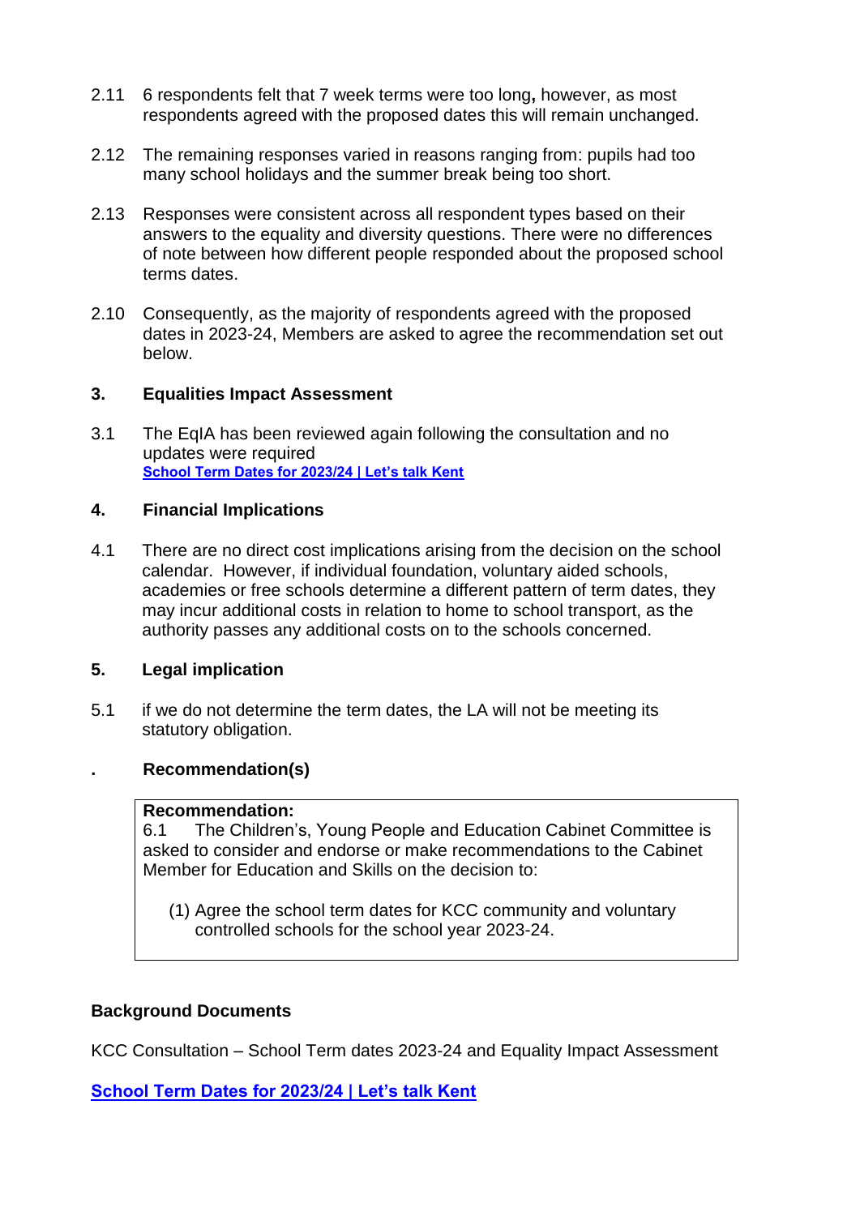2.11 6 respondents felt that 7 week terms were too long**,** however, as most respondents agreed with the proposed dates this will remain unchanged.

2.12 The remaining responses varied in reasons ranging from: pupils had too many school holidays and the summer break being too short.

2.13 Responses were consistent across all respondent types based on their answers to the equality and diversity questions. There were no differences of note between how different people responded about the proposed school terms dates.

2.10 Consequently, as the majority of respondents agreed with the proposed dates in 2023-24, Members are asked to agree the recommendation set out below.

## 3. Equalities Impact Assessment

3.1 The EqIA has been reviewed again following the consultation and no updates were required
**[School Term Dates for 2023/24 | Let's talk Kent]()**

## 4. Financial Implications

4.1 There are no direct cost implications arising from the decision on the school calendar. However, if individual foundation, voluntary aided schools, academies or free schools determine a different pattern of term dates, they may incur additional costs in relation to home to school transport, as the authority passes any additional costs on to the schools concerned.

## 5. Legal implication

5.1 if we do not determine the term dates, the LA will not be meeting its statutory obligation.

## . Recommendation(s)

**Recommendation:**
6.1 The Children's, Young People and Education Cabinet Committee is asked to consider and endorse or make recommendations to the Cabinet Member for Education and Skills on the decision to:

(1) Agree the school term dates for KCC community and voluntary controlled schools for the school year 2023-24.

**Background Documents**

KCC Consultation – School Term dates 2023-24 and Equality Impact Assessment

**[School Term Dates for 2023/24 | Let's talk Kent]()**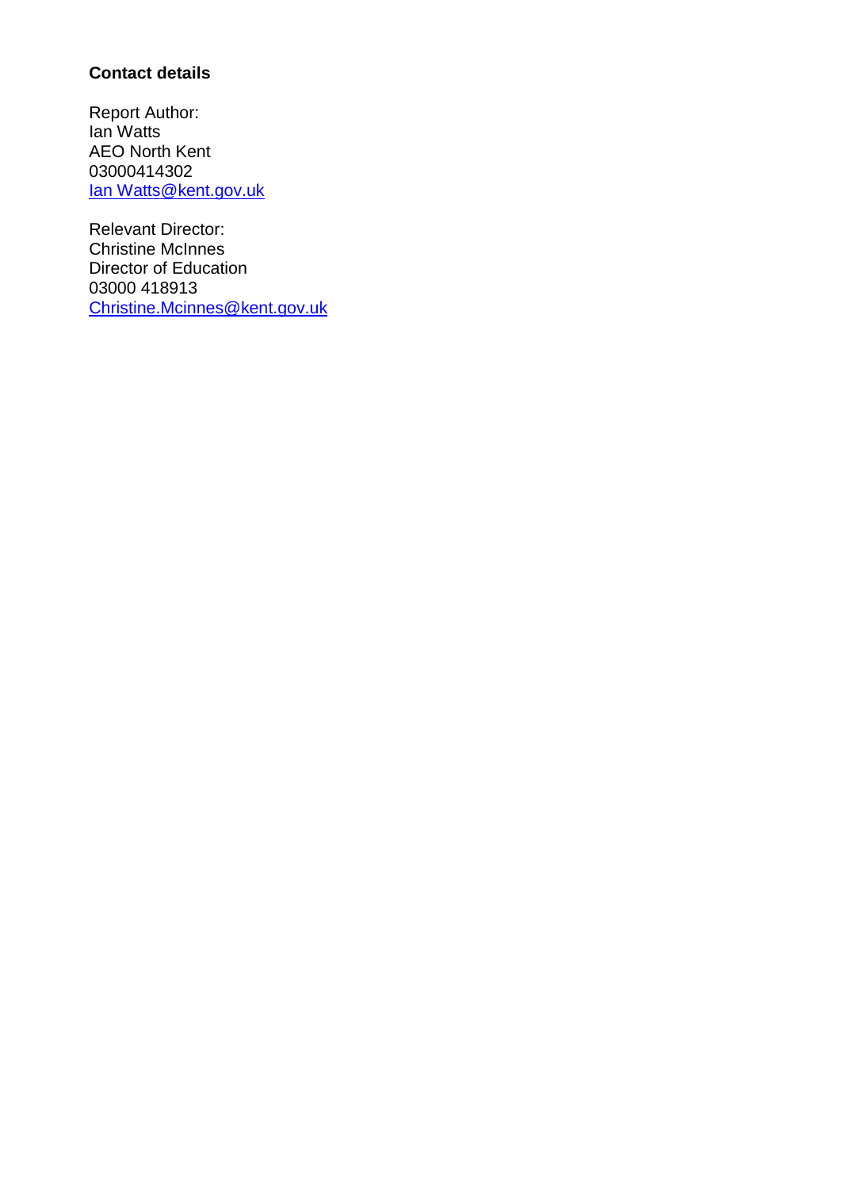**Contact details**

Report Author:
Ian Watts
AEO North Kent
03000414302
Ian Watts@kent.gov.uk

Relevant Director:
Christine McInnes
Director of Education
03000 418913
Christine.Mcinnes@kent.gov.uk